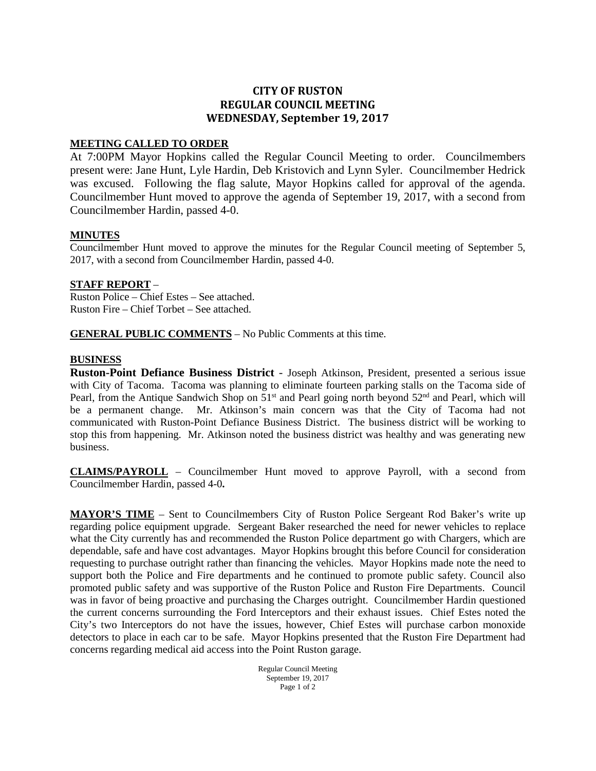# CITY OF RUSTON
# REGULAR COUNCIL MEETING
# WEDNESDAY, September 19, 2017

**MEETING CALLED TO ORDER**

At 7:00PM Mayor Hopkins called the Regular Council Meeting to order. Councilmembers present were: Jane Hunt, Lyle Hardin, Deb Kristovich and Lynn Syler. Councilmember Hedrick was excused. Following the flag salute, Mayor Hopkins called for approval of the agenda. Councilmember Hunt moved to approve the agenda of September 19, 2017, with a second from Councilmember Hardin, passed 4-0.

**MINUTES**

Councilmember Hunt moved to approve the minutes for the Regular Council meeting of September 5, 2017, with a second from Councilmember Hardin, passed 4-0.

**STAFF REPORT** –

Ruston Police – Chief Estes – See attached.
Ruston Fire – Chief Torbet – See attached.

**GENERAL PUBLIC COMMENTS** – No Public Comments at this time.

**BUSINESS**

**Ruston-Point Defiance Business District** - Joseph Atkinson, President, presented a serious issue with City of Tacoma. Tacoma was planning to eliminate fourteen parking stalls on the Tacoma side of Pearl, from the Antique Sandwich Shop on 51st and Pearl going north beyond 52nd and Pearl, which will be a permanent change. Mr. Atkinson's main concern was that the City of Tacoma had not communicated with Ruston-Point Defiance Business District. The business district will be working to stop this from happening. Mr. Atkinson noted the business district was healthy and was generating new business.

**CLAIMS/PAYROLL** – Councilmember Hunt moved to approve Payroll, with a second from Councilmember Hardin, passed 4-0**.**

**MAYOR'S TIME** – Sent to Councilmembers City of Ruston Police Sergeant Rod Baker's write up regarding police equipment upgrade. Sergeant Baker researched the need for newer vehicles to replace what the City currently has and recommended the Ruston Police department go with Chargers, which are dependable, safe and have cost advantages. Mayor Hopkins brought this before Council for consideration requesting to purchase outright rather than financing the vehicles. Mayor Hopkins made note the need to support both the Police and Fire departments and he continued to promote public safety. Council also promoted public safety and was supportive of the Ruston Police and Ruston Fire Departments. Council was in favor of being proactive and purchasing the Charges outright. Councilmember Hardin questioned the current concerns surrounding the Ford Interceptors and their exhaust issues. Chief Estes noted the City's two Interceptors do not have the issues, however, Chief Estes will purchase carbon monoxide detectors to place in each car to be safe. Mayor Hopkins presented that the Ruston Fire Department had concerns regarding medical aid access into the Point Ruston garage.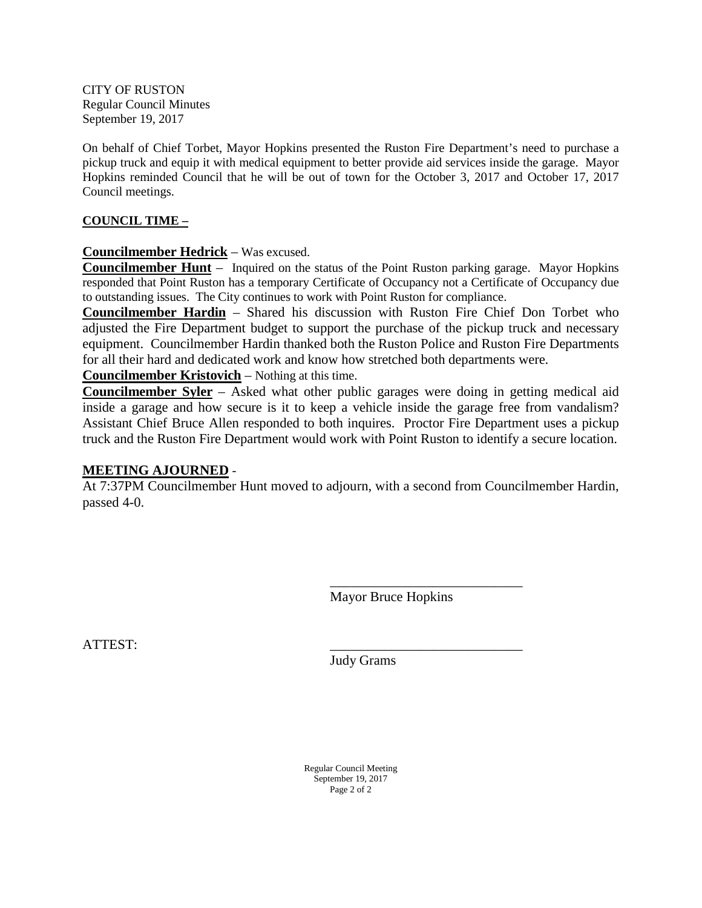CITY OF RUSTON
Regular Council Minutes
September 19, 2017

On behalf of Chief Torbet, Mayor Hopkins presented the Ruston Fire Department's need to purchase a pickup truck and equip it with medical equipment to better provide aid services inside the garage. Mayor Hopkins reminded Council that he will be out of town for the October 3, 2017 and October 17, 2017 Council meetings.

**COUNCIL TIME –**

**Councilmember Hedrick** – Was excused.

**Councilmember Hunt** – Inquired on the status of the Point Ruston parking garage. Mayor Hopkins responded that Point Ruston has a temporary Certificate of Occupancy not a Certificate of Occupancy due to outstanding issues. The City continues to work with Point Ruston for compliance.

**Councilmember Hardin** – Shared his discussion with Ruston Fire Chief Don Torbet who adjusted the Fire Department budget to support the purchase of the pickup truck and necessary equipment. Councilmember Hardin thanked both the Ruston Police and Ruston Fire Departments for all their hard and dedicated work and know how stretched both departments were.

**Councilmember Kristovich** – Nothing at this time.

**Councilmember Syler** – Asked what other public garages were doing in getting medical aid inside a garage and how secure is it to keep a vehicle inside the garage free from vandalism? Assistant Chief Bruce Allen responded to both inquires. Proctor Fire Department uses a pickup truck and the Ruston Fire Department would work with Point Ruston to identify a secure location.

**MEETING AJOURNED** -

At 7:37PM Councilmember Hunt moved to adjourn, with a second from Councilmember Hardin, passed 4-0.

\_\_\_\_\_\_\_\_\_\_\_\_\_\_\_\_\_\_\_\_\_\_\_\_\_\_\_\_
Mayor Bruce Hopkins

ATTEST:

\_\_\_\_\_\_\_\_\_\_\_\_\_\_\_\_\_\_\_\_\_\_\_\_\_\_\_\_
Judy Grams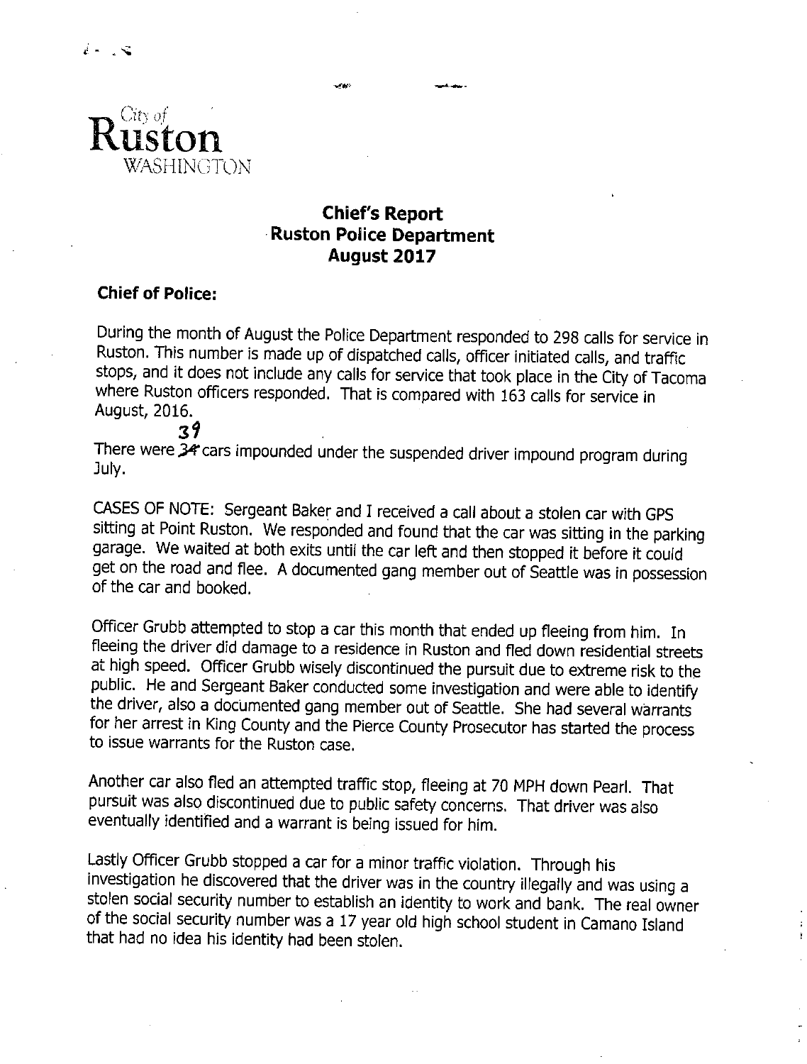City of
**Ruston**
WASHINGTON

## Chief's Report
## Ruston Police Department
## August 2017

### Chief of Police:

During the month of August the Police Department responded to 298 calls for service in Ruston. This number is made up of dispatched calls, officer initiated calls, and traffic stops, and it does not include any calls for service that took place in the City of Tacoma where Ruston officers responded. That is compared with 163 calls for service in August, 2016.

There were ~~34~~ 39 cars impounded under the suspended driver impound program during July.

CASES OF NOTE: Sergeant Baker and I received a call about a stolen car with GPS sitting at Point Ruston. We responded and found that the car was sitting in the parking garage. We waited at both exits until the car left and then stopped it before it could get on the road and flee. A documented gang member out of Seattle was in possession of the car and booked.

Officer Grubb attempted to stop a car this month that ended up fleeing from him. In fleeing the driver did damage to a residence in Ruston and fled down residential streets at high speed. Officer Grubb wisely discontinued the pursuit due to extreme risk to the public. He and Sergeant Baker conducted some investigation and were able to identify the driver, also a documented gang member out of Seattle. She had several warrants for her arrest in King County and the Pierce County Prosecutor has started the process to issue warrants for the Ruston case.

Another car also fled an attempted traffic stop, fleeing at 70 MPH down Pearl. That pursuit was also discontinued due to public safety concerns. That driver was also eventually identified and a warrant is being issued for him.

Lastly Officer Grubb stopped a car for a minor traffic violation. Through his investigation he discovered that the driver was in the country illegally and was using a stolen social security number to establish an identity to work and bank. The real owner of the social security number was a 17 year old high school student in Camano Island that had no idea his identity had been stolen.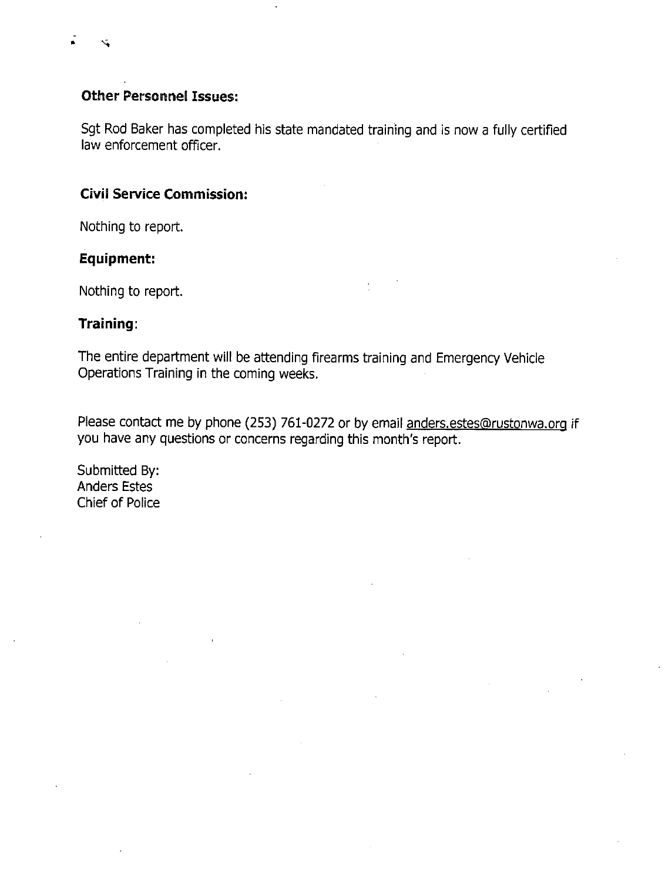### Other Personnel Issues:

Sgt Rod Baker has completed his state mandated training and is now a fully certified law enforcement officer.

### Civil Service Commission:

Nothing to report.

### Equipment:

Nothing to report.

### Training:

The entire department will be attending firearms training and Emergency Vehicle Operations Training in the coming weeks.

Please contact me by phone (253) 761-0272 or by email anders.estes@rustonwa.org if you have any questions or concerns regarding this month's report.

Submitted By:
Anders Estes
Chief of Police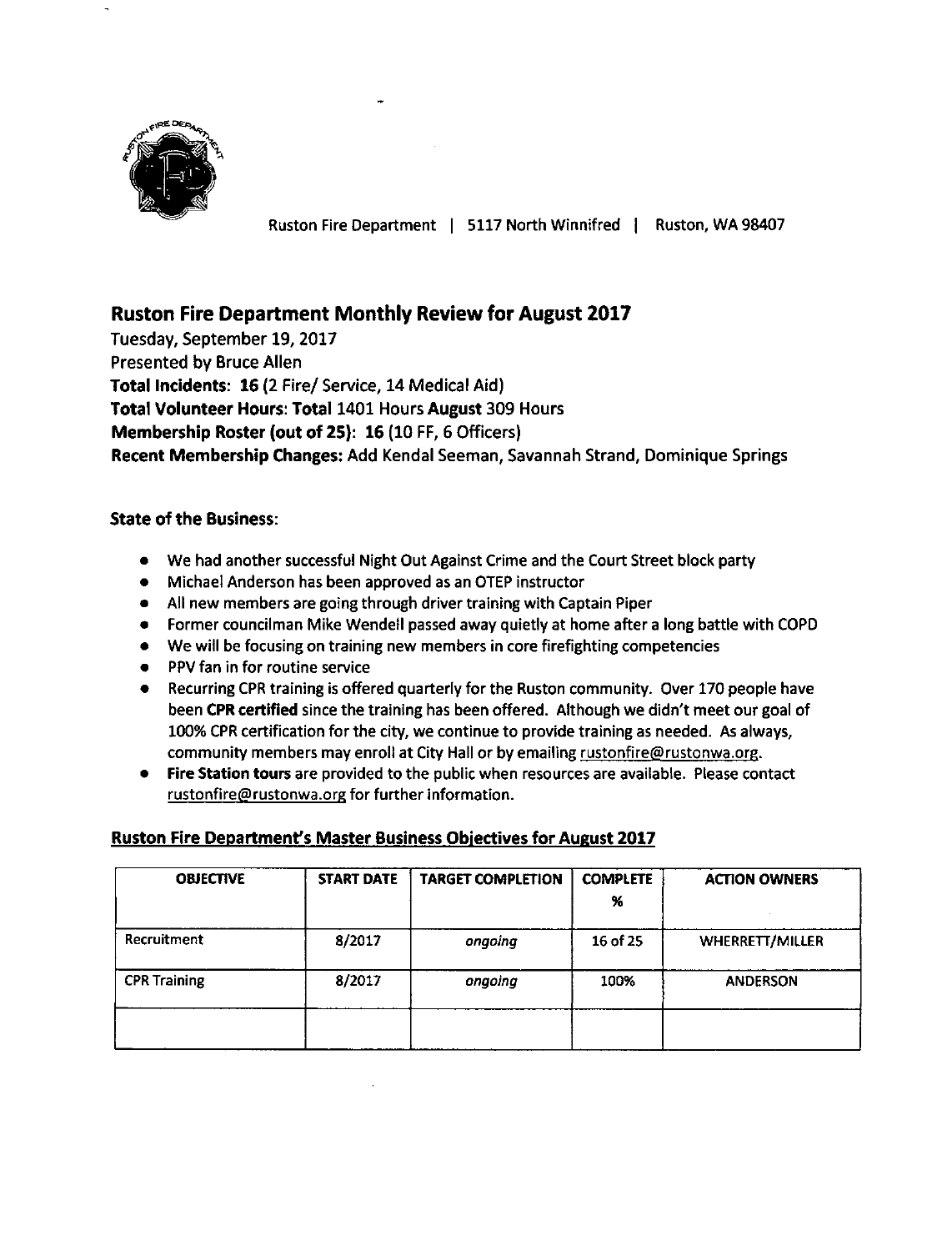Ruston Fire Department | 5117 North Winnifred | Ruston, WA 98407

## Ruston Fire Department Monthly Review for August 2017

Tuesday, September 19, 2017
Presented by Bruce Allen
**Total Incidents: 16** (2 Fire/ Service, 14 Medical Aid)
**Total Volunteer Hours: Total** 1401 Hours **August** 309 Hours
**Membership Roster (out of 25): 16** (10 FF, 6 Officers)
**Recent Membership Changes:** Add Kendal Seeman, Savannah Strand, Dominique Springs

### State of the Business:

- We had another successful Night Out Against Crime and the Court Street block party
- Michael Anderson has been approved as an OTEP instructor
- All new members are going through driver training with Captain Piper
- Former councilman Mike Wendell passed away quietly at home after a long battle with COPD
- We will be focusing on training new members in core firefighting competencies
- PPV fan in for routine service
- Recurring CPR training is offered quarterly for the Ruston community. Over 170 people have been **CPR certified** since the training has been offered. Although we didn't meet our goal of 100% CPR certification for the city, we continue to provide training as needed. As always, community members may enroll at City Hall or by emailing rustonfire@rustonwa.org.
- **Fire Station tours** are provided to the public when resources are available. Please contact rustonfire@rustonwa.org for further information.

### Ruston Fire Department's Master Business Objectives for August 2017

| OBJECTIVE | START DATE | TARGET COMPLETION | COMPLETE % | ACTION OWNERS |
|---|---|---|---|---|
| Recruitment | 8/2017 | *ongoing* | 16 of 25 | WHERRETT/MILLER |
| CPR Training | 8/2017 | *ongoing* | 100% | ANDERSON |
| | | | | |